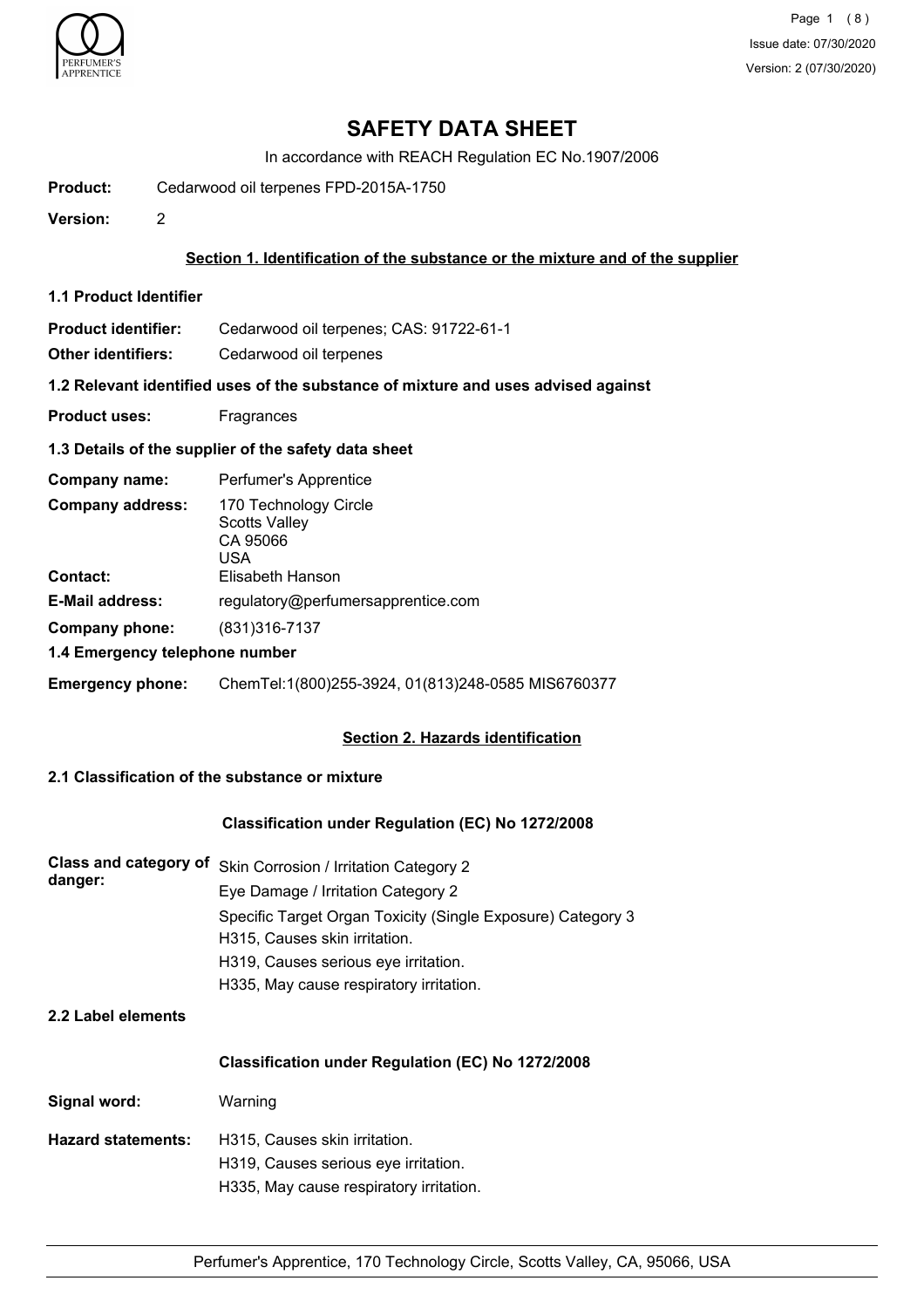# SAFETY DATA SHEET

In accordance with REACH Regulation EC No.1907/2006

**Product:** Cedarwood oil terpenes FPD-2015A-1750

**Version:** 2

## Section 1. Identification of the substance or the mixture and of the supplier

### 1.1 Product Identifier

**Product identifier:** Cedarwood oil terpenes; CAS: 91722-61-1

**Other identifiers:** Cedarwood oil terpenes

### 1.2 Relevant identified uses of the substance of mixture and uses advised against

**Product uses:** Fragrances

### 1.3 Details of the supplier of the safety data sheet

**Company name:** Perfumer's Apprentice

**Company address:** 170 Technology Circle
Scotts Valley
CA 95066
USA

**Contact:** Elisabeth Hanson

**E-Mail address:** regulatory@perfumersapprentice.com

**Company phone:** (831)316-7137

### 1.4 Emergency telephone number

**Emergency phone:** ChemTel:1(800)255-3924, 01(813)248-0585 MIS6760377

## Section 2. Hazards identification

### 2.1 Classification of the substance or mixture

**Classification under Regulation (EC) No 1272/2008**

**Class and category of danger:**
Skin Corrosion / Irritation Category 2
Eye Damage / Irritation Category 2
Specific Target Organ Toxicity (Single Exposure) Category 3
H315, Causes skin irritation.
H319, Causes serious eye irritation.
H335, May cause respiratory irritation.

### 2.2 Label elements

**Classification under Regulation (EC) No 1272/2008**

**Signal word:** Warning

**Hazard statements:**
H315, Causes skin irritation.
H319, Causes serious eye irritation.
H335, May cause respiratory irritation.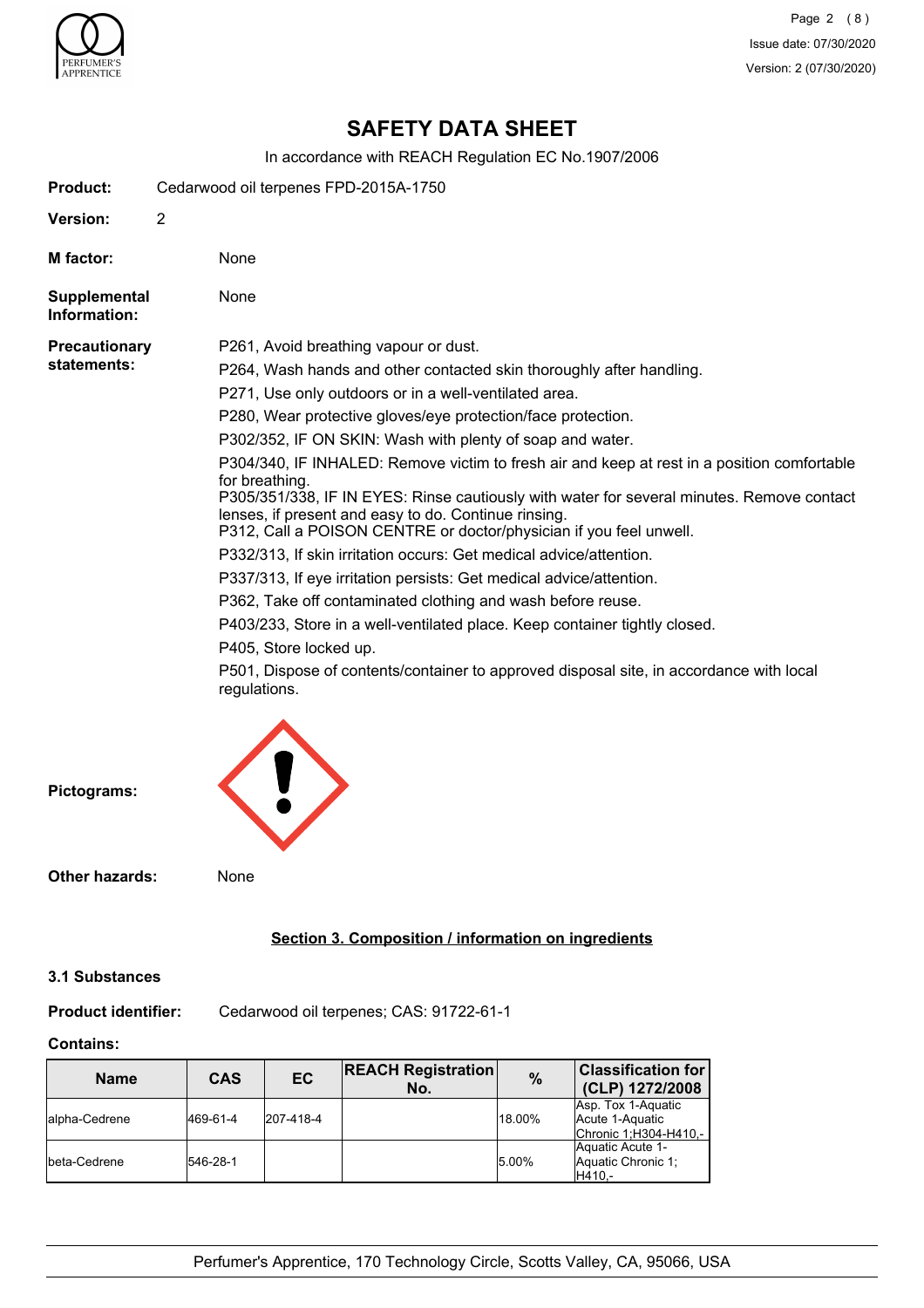# SAFETY DATA SHEET

In accordance with REACH Regulation EC No.1907/2006

**Product:** Cedarwood oil terpenes FPD-2015A-1750

**Version:** 2

**M factor:** None

**Supplemental Information:** None

**Precautionary statements:**

P261, Avoid breathing vapour or dust.

P264, Wash hands and other contacted skin thoroughly after handling.

P271, Use only outdoors or in a well-ventilated area.

P280, Wear protective gloves/eye protection/face protection.

P302/352, IF ON SKIN: Wash with plenty of soap and water.

P304/340, IF INHALED: Remove victim to fresh air and keep at rest in a position comfortable for breathing.

P305/351/338, IF IN EYES: Rinse cautiously with water for several minutes. Remove contact lenses, if present and easy to do. Continue rinsing.

P312, Call a POISON CENTRE or doctor/physician if you feel unwell.

P332/313, If skin irritation occurs: Get medical advice/attention.

P337/313, If eye irritation persists: Get medical advice/attention.

P362, Take off contaminated clothing and wash before reuse.

P403/233, Store in a well-ventilated place. Keep container tightly closed.

P405, Store locked up.

P501, Dispose of contents/container to approved disposal site, in accordance with local regulations.

**Pictograms:**

**Other hazards:** None

## Section 3. Composition / information on ingredients

### 3.1 Substances

**Product identifier:** Cedarwood oil terpenes; CAS: 91722-61-1

**Contains:**

| Name | CAS | EC | REACH Registration No. | % | Classification for (CLP) 1272/2008 |
|---|---|---|---|---|---|
| alpha-Cedrene | 469-61-4 | 207-418-4 | | 18.00% | Asp. Tox 1-Aquatic Acute 1-Aquatic Chronic 1;H304-H410,- |
| beta-Cedrene | 546-28-1 | | | 5.00% | Aquatic Acute 1-Aquatic Chronic 1; H410,- |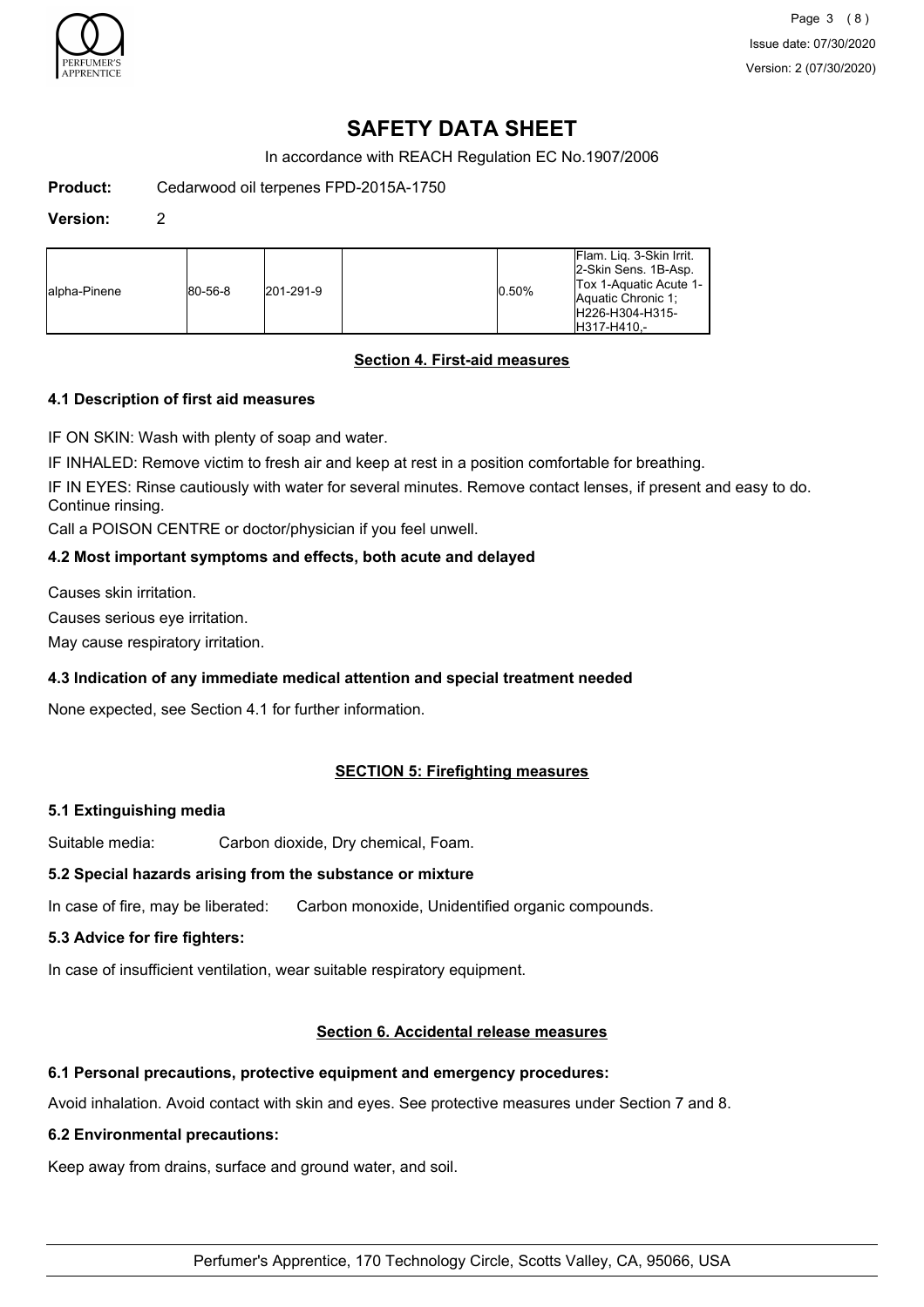# SAFETY DATA SHEET

In accordance with REACH Regulation EC No.1907/2006

**Product:** Cedarwood oil terpenes FPD-2015A-1750

**Version:** 2

| | | | | | |
|---|---|---|---|---|---|
| alpha-Pinene | 80-56-8 | 201-291-9 | | 0.50% | Flam. Liq. 3-Skin Irrit. 2-Skin Sens. 1B-Asp. Tox 1-Aquatic Acute 1-Aquatic Chronic 1; H226-H304-H315-H317-H410,- |

## Section 4. First-aid measures

### 4.1 Description of first aid measures

IF ON SKIN: Wash with plenty of soap and water.

IF INHALED: Remove victim to fresh air and keep at rest in a position comfortable for breathing.

IF IN EYES: Rinse cautiously with water for several minutes. Remove contact lenses, if present and easy to do. Continue rinsing.

Call a POISON CENTRE or doctor/physician if you feel unwell.

### 4.2 Most important symptoms and effects, both acute and delayed

Causes skin irritation.

Causes serious eye irritation.

May cause respiratory irritation.

### 4.3 Indication of any immediate medical attention and special treatment needed

None expected, see Section 4.1 for further information.

## SECTION 5: Firefighting measures

### 5.1 Extinguishing media

Suitable media: Carbon dioxide, Dry chemical, Foam.

### 5.2 Special hazards arising from the substance or mixture

In case of fire, may be liberated: Carbon monoxide, Unidentified organic compounds.

### 5.3 Advice for fire fighters:

In case of insufficient ventilation, wear suitable respiratory equipment.

## Section 6. Accidental release measures

### 6.1 Personal precautions, protective equipment and emergency procedures:

Avoid inhalation. Avoid contact with skin and eyes. See protective measures under Section 7 and 8.

### 6.2 Environmental precautions:

Keep away from drains, surface and ground water, and soil.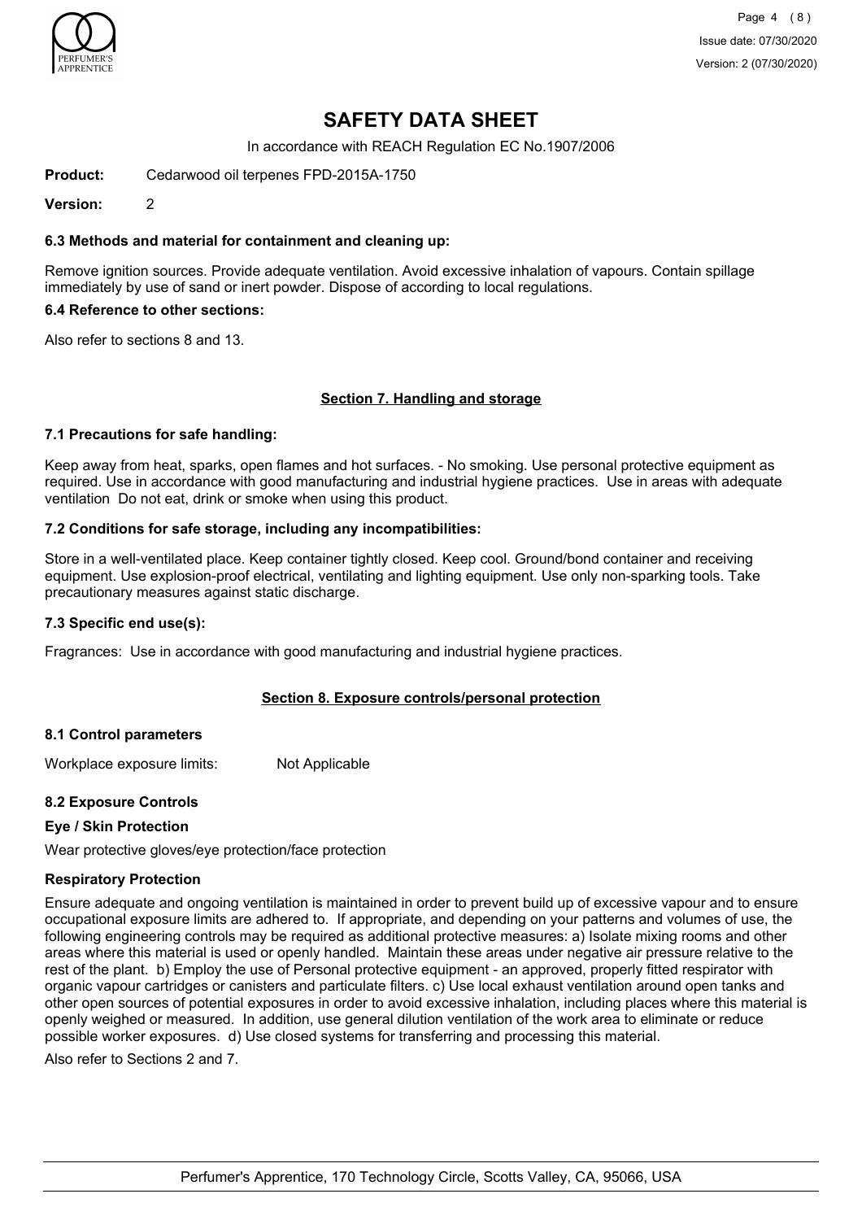# SAFETY DATA SHEET

In accordance with REACH Regulation EC No.1907/2006

**Product:** Cedarwood oil terpenes FPD-2015A-1750

**Version:** 2

### 6.3 Methods and material for containment and cleaning up:

Remove ignition sources. Provide adequate ventilation. Avoid excessive inhalation of vapours. Contain spillage immediately by use of sand or inert powder. Dispose of according to local regulations.

### 6.4 Reference to other sections:

Also refer to sections 8 and 13.

## Section 7. Handling and storage

### 7.1 Precautions for safe handling:

Keep away from heat, sparks, open flames and hot surfaces. - No smoking. Use personal protective equipment as required. Use in accordance with good manufacturing and industrial hygiene practices. Use in areas with adequate ventilation Do not eat, drink or smoke when using this product.

### 7.2 Conditions for safe storage, including any incompatibilities:

Store in a well-ventilated place. Keep container tightly closed. Keep cool. Ground/bond container and receiving equipment. Use explosion-proof electrical, ventilating and lighting equipment. Use only non-sparking tools. Take precautionary measures against static discharge.

### 7.3 Specific end use(s):

Fragrances: Use in accordance with good manufacturing and industrial hygiene practices.

## Section 8. Exposure controls/personal protection

### 8.1 Control parameters

Workplace exposure limits: Not Applicable

### 8.2 Exposure Controls

**Eye / Skin Protection**

Wear protective gloves/eye protection/face protection

**Respiratory Protection**

Ensure adequate and ongoing ventilation is maintained in order to prevent build up of excessive vapour and to ensure occupational exposure limits are adhered to. If appropriate, and depending on your patterns and volumes of use, the following engineering controls may be required as additional protective measures: a) Isolate mixing rooms and other areas where this material is used or openly handled. Maintain these areas under negative air pressure relative to the rest of the plant. b) Employ the use of Personal protective equipment - an approved, properly fitted respirator with organic vapour cartridges or canisters and particulate filters. c) Use local exhaust ventilation around open tanks and other open sources of potential exposures in order to avoid excessive inhalation, including places where this material is openly weighed or measured. In addition, use general dilution ventilation of the work area to eliminate or reduce possible worker exposures. d) Use closed systems for transferring and processing this material.

Also refer to Sections 2 and 7.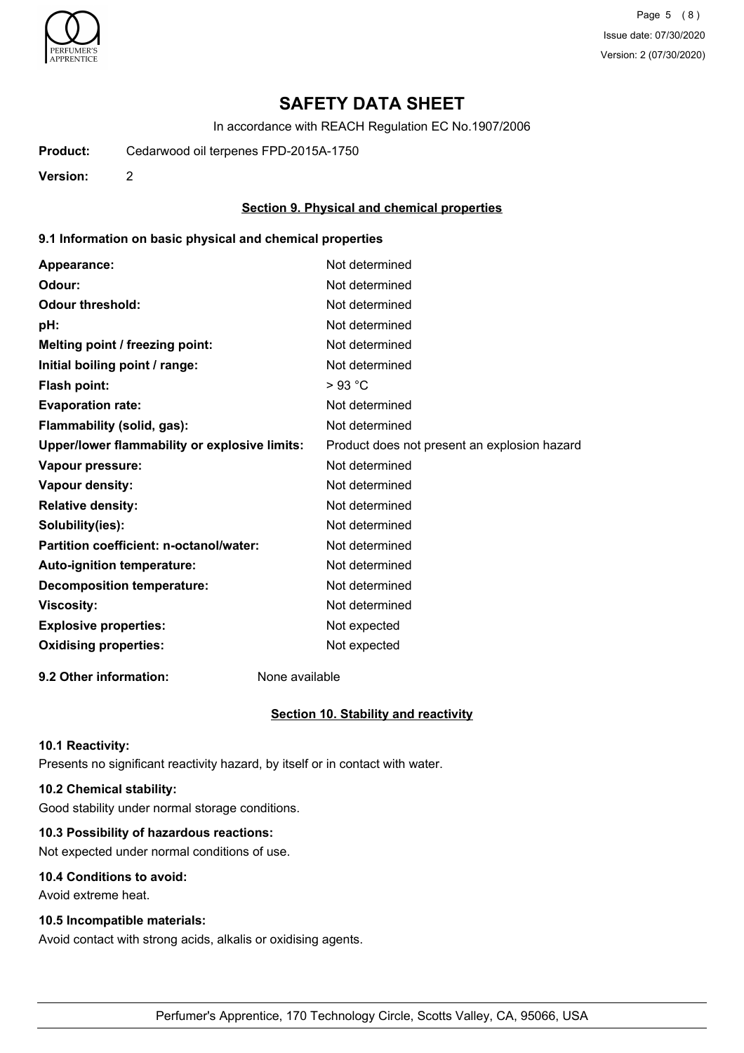# SAFETY DATA SHEET

In accordance with REACH Regulation EC No.1907/2006

**Product:** Cedarwood oil terpenes FPD-2015A-1750

**Version:** 2

## Section 9. Physical and chemical properties

### 9.1 Information on basic physical and chemical properties

| Property | Value |
|---|---|
| **Appearance:** | Not determined |
| **Odour:** | Not determined |
| **Odour threshold:** | Not determined |
| **pH:** | Not determined |
| **Melting point / freezing point:** | Not determined |
| **Initial boiling point / range:** | Not determined |
| **Flash point:** | > 93 °C |
| **Evaporation rate:** | Not determined |
| **Flammability (solid, gas):** | Not determined |
| **Upper/lower flammability or explosive limits:** | Product does not present an explosion hazard |
| **Vapour pressure:** | Not determined |
| **Vapour density:** | Not determined |
| **Relative density:** | Not determined |
| **Solubility(ies):** | Not determined |
| **Partition coefficient: n-octanol/water:** | Not determined |
| **Auto-ignition temperature:** | Not determined |
| **Decomposition temperature:** | Not determined |
| **Viscosity:** | Not determined |
| **Explosive properties:** | Not expected |
| **Oxidising properties:** | Not expected |

**9.2 Other information:** None available

## Section 10. Stability and reactivity

**10.1 Reactivity:**

Presents no significant reactivity hazard, by itself or in contact with water.

**10.2 Chemical stability:**

Good stability under normal storage conditions.

**10.3 Possibility of hazardous reactions:**

Not expected under normal conditions of use.

**10.4 Conditions to avoid:**

Avoid extreme heat.

**10.5 Incompatible materials:**

Avoid contact with strong acids, alkalis or oxidising agents.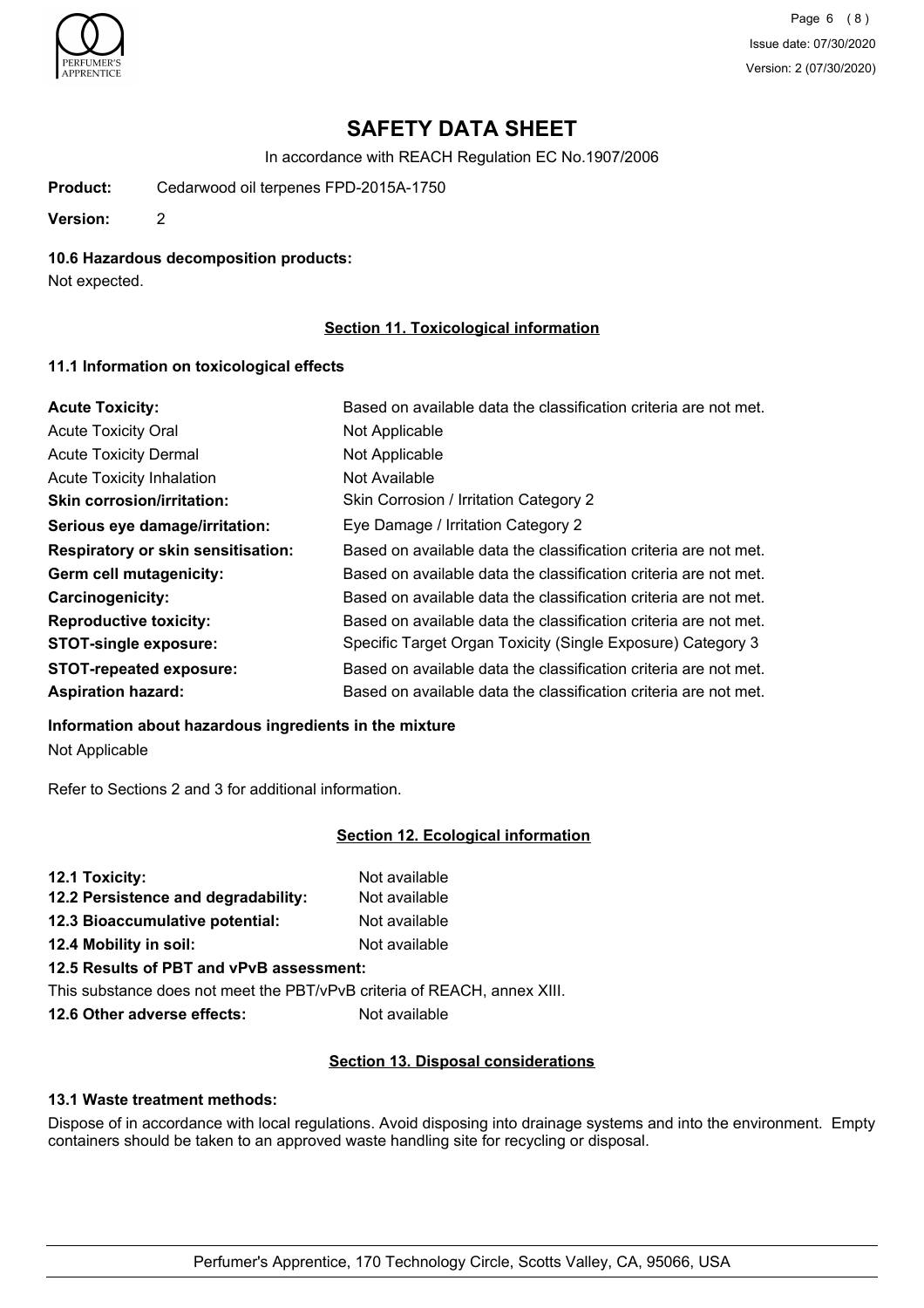# SAFETY DATA SHEET

In accordance with REACH Regulation EC No.1907/2006

**Product:** Cedarwood oil terpenes FPD-2015A-1750

**Version:** 2

**10.6 Hazardous decomposition products:**

Not expected.

## Section 11. Toxicological information

**11.1 Information on toxicological effects**

| | |
|---|---|
| **Acute Toxicity:** | Based on available data the classification criteria are not met. |
| Acute Toxicity Oral | Not Applicable |
| Acute Toxicity Dermal | Not Applicable |
| Acute Toxicity Inhalation | Not Available |
| **Skin corrosion/irritation:** | Skin Corrosion / Irritation Category 2 |
| **Serious eye damage/irritation:** | Eye Damage / Irritation Category 2 |
| **Respiratory or skin sensitisation:** | Based on available data the classification criteria are not met. |
| **Germ cell mutagenicity:** | Based on available data the classification criteria are not met. |
| **Carcinogenicity:** | Based on available data the classification criteria are not met. |
| **Reproductive toxicity:** | Based on available data the classification criteria are not met. |
| **STOT-single exposure:** | Specific Target Organ Toxicity (Single Exposure) Category 3 |
| **STOT-repeated exposure:** | Based on available data the classification criteria are not met. |
| **Aspiration hazard:** | Based on available data the classification criteria are not met. |

**Information about hazardous ingredients in the mixture**

Not Applicable

Refer to Sections 2 and 3 for additional information.

## Section 12. Ecological information

| | |
|---|---|
| **12.1 Toxicity:** | Not available |
| **12.2 Persistence and degradability:** | Not available |
| **12.3 Bioaccumulative potential:** | Not available |
| **12.4 Mobility in soil:** | Not available |

**12.5 Results of PBT and vPvB assessment:**

This substance does not meet the PBT/vPvB criteria of REACH, annex XIII.

**12.6 Other adverse effects:** Not available

## Section 13. Disposal considerations

**13.1 Waste treatment methods:**

Dispose of in accordance with local regulations. Avoid disposing into drainage systems and into the environment. Empty containers should be taken to an approved waste handling site for recycling or disposal.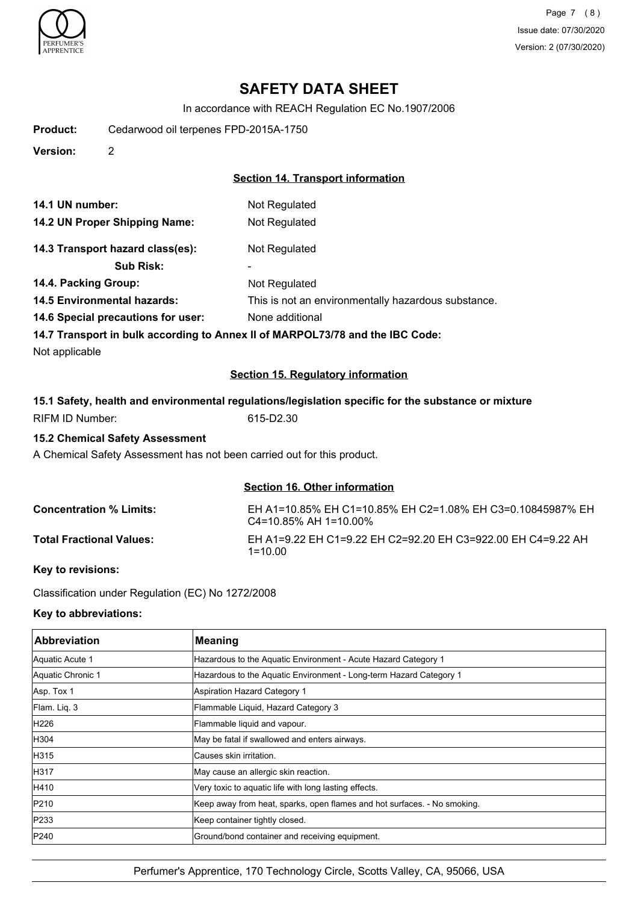# SAFETY DATA SHEET

In accordance with REACH Regulation EC No.1907/2006

**Product:** Cedarwood oil terpenes FPD-2015A-1750

**Version:** 2

## Section 14. Transport information

**14.1 UN number:** Not Regulated

**14.2 UN Proper Shipping Name:** Not Regulated

**14.3 Transport hazard class(es):** Not Regulated

**Sub Risk:** -

**14.4. Packing Group:** Not Regulated

**14.5 Environmental hazards:** This is not an environmentally hazardous substance.

**14.6 Special precautions for user:** None additional

**14.7 Transport in bulk according to Annex II of MARPOL73/78 and the IBC Code:**

Not applicable

## Section 15. Regulatory information

**15.1 Safety, health and environmental regulations/legislation specific for the substance or mixture**

RIFM ID Number: 615-D2.30

**15.2 Chemical Safety Assessment**

A Chemical Safety Assessment has not been carried out for this product.

## Section 16. Other information

**Concentration % Limits:** EH A1=10.85% EH C1=10.85% EH C2=1.08% EH C3=0.10845987% EH C4=10.85% AH 1=10.00%

**Total Fractional Values:** EH A1=9.22 EH C1=9.22 EH C2=92.20 EH C3=922.00 EH C4=9.22 AH 1=10.00

**Key to revisions:**

Classification under Regulation (EC) No 1272/2008

**Key to abbreviations:**

| Abbreviation | Meaning |
|---|---|
| Aquatic Acute 1 | Hazardous to the Aquatic Environment - Acute Hazard Category 1 |
| Aquatic Chronic 1 | Hazardous to the Aquatic Environment - Long-term Hazard Category 1 |
| Asp. Tox 1 | Aspiration Hazard Category 1 |
| Flam. Liq. 3 | Flammable Liquid, Hazard Category 3 |
| H226 | Flammable liquid and vapour. |
| H304 | May be fatal if swallowed and enters airways. |
| H315 | Causes skin irritation. |
| H317 | May cause an allergic skin reaction. |
| H410 | Very toxic to aquatic life with long lasting effects. |
| P210 | Keep away from heat, sparks, open flames and hot surfaces. - No smoking. |
| P233 | Keep container tightly closed. |
| P240 | Ground/bond container and receiving equipment. |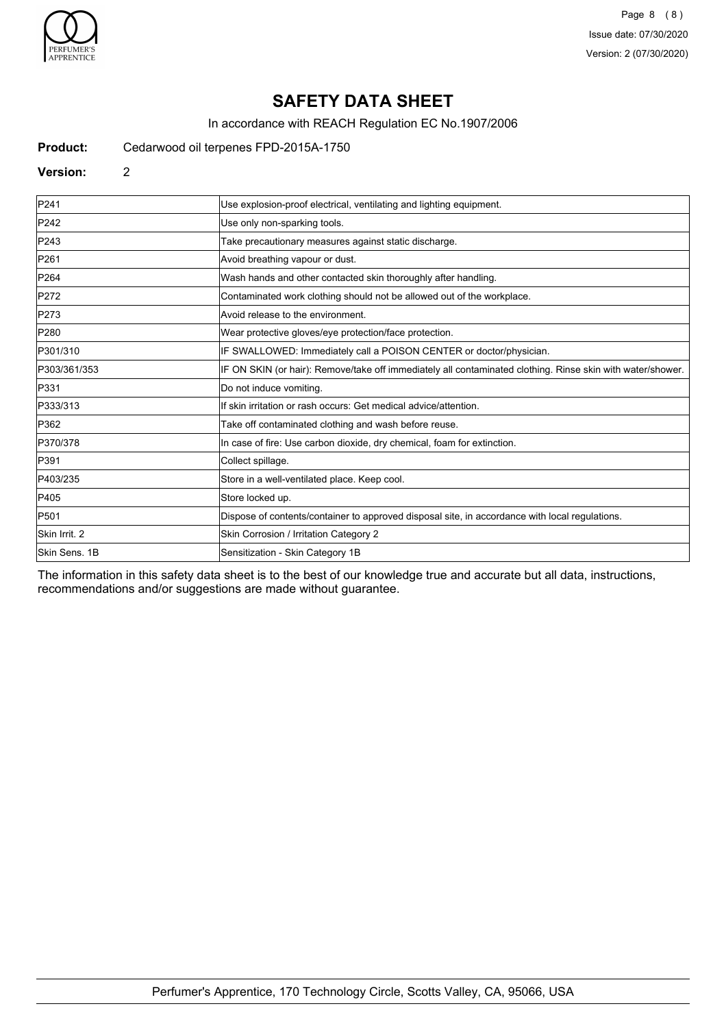# SAFETY DATA SHEET

In accordance with REACH Regulation EC No.1907/2006

**Product:** Cedarwood oil terpenes FPD-2015A-1750

**Version:** 2

| | |
|---|---|
| P241 | Use explosion-proof electrical, ventilating and lighting equipment. |
| P242 | Use only non-sparking tools. |
| P243 | Take precautionary measures against static discharge. |
| P261 | Avoid breathing vapour or dust. |
| P264 | Wash hands and other contacted skin thoroughly after handling. |
| P272 | Contaminated work clothing should not be allowed out of the workplace. |
| P273 | Avoid release to the environment. |
| P280 | Wear protective gloves/eye protection/face protection. |
| P301/310 | IF SWALLOWED: Immediately call a POISON CENTER or doctor/physician. |
| P303/361/353 | IF ON SKIN (or hair): Remove/take off immediately all contaminated clothing. Rinse skin with water/shower. |
| P331 | Do not induce vomiting. |
| P333/313 | If skin irritation or rash occurs: Get medical advice/attention. |
| P362 | Take off contaminated clothing and wash before reuse. |
| P370/378 | In case of fire: Use carbon dioxide, dry chemical, foam for extinction. |
| P391 | Collect spillage. |
| P403/235 | Store in a well-ventilated place. Keep cool. |
| P405 | Store locked up. |
| P501 | Dispose of contents/container to approved disposal site, in accordance with local regulations. |
| Skin Irrit. 2 | Skin Corrosion / Irritation Category 2 |
| Skin Sens. 1B | Sensitization - Skin Category 1B |

The information in this safety data sheet is to the best of our knowledge true and accurate but all data, instructions, recommendations and/or suggestions are made without guarantee.